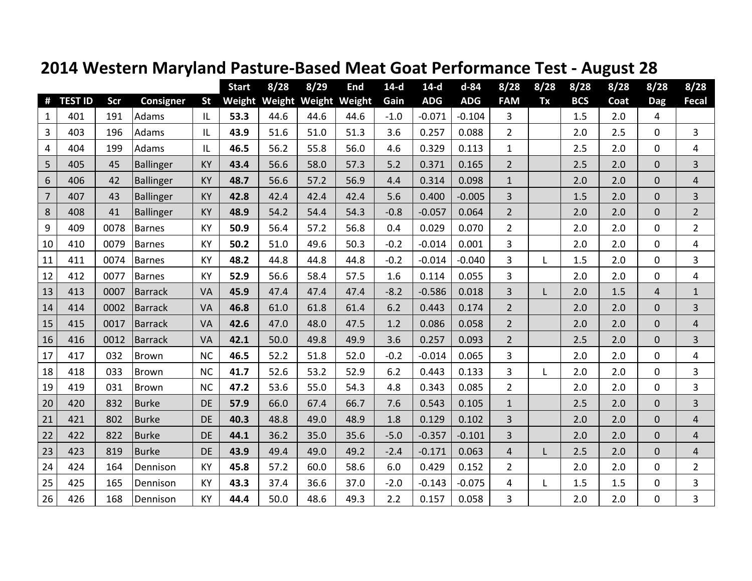# 2014 Western Maryland Pasture-Based Meat Goat Performance Test - August 28

| # | TEST ID | Scr | Consigner | St | Start Weight | 8/28 Weight | 8/29 Weight | End Weight | 14-d Gain | 14-d ADG | d-84 ADG | 8/28 FAM | 8/28 Tx | 8/28 BCS | 8/28 Coat | 8/28 Dag | 8/28 Fecal |
|---|---|---|---|---|---|---|---|---|---|---|---|---|---|---|---|---|---|
| 1 | 401 | 191 | Adams | IL | **53.3** | 44.6 | 44.6 | 44.6 | -1.0 | -0.071 | -0.104 | 3 | | 1.5 | 2.0 | 4 | |
| 3 | 403 | 196 | Adams | IL | **43.9** | 51.6 | 51.0 | 51.3 | 3.6 | 0.257 | 0.088 | 2 | | 2.0 | 2.5 | 0 | 3 |
| 4 | 404 | 199 | Adams | IL | **46.5** | 56.2 | 55.8 | 56.0 | 4.6 | 0.329 | 0.113 | 1 | | 2.5 | 2.0 | 0 | 4 |
| 5 | 405 | 45 | Ballinger | KY | **43.4** | 56.6 | 58.0 | 57.3 | 5.2 | 0.371 | 0.165 | 2 | | 2.5 | 2.0 | 0 | 3 |
| 6 | 406 | 42 | Ballinger | KY | **48.7** | 56.6 | 57.2 | 56.9 | 4.4 | 0.314 | 0.098 | 1 | | 2.0 | 2.0 | 0 | 4 |
| 7 | 407 | 43 | Ballinger | KY | **42.8** | 42.4 | 42.4 | 42.4 | 5.6 | 0.400 | -0.005 | 3 | | 1.5 | 2.0 | 0 | 3 |
| 8 | 408 | 41 | Ballinger | KY | **48.9** | 54.2 | 54.4 | 54.3 | -0.8 | -0.057 | 0.064 | 2 | | 2.0 | 2.0 | 0 | 2 |
| 9 | 409 | 0078 | Barnes | KY | **50.9** | 56.4 | 57.2 | 56.8 | 0.4 | 0.029 | 0.070 | 2 | | 2.0 | 2.0 | 0 | 2 |
| 10 | 410 | 0079 | Barnes | KY | **50.2** | 51.0 | 49.6 | 50.3 | -0.2 | -0.014 | 0.001 | 3 | | 2.0 | 2.0 | 0 | 4 |
| 11 | 411 | 0074 | Barnes | KY | **48.2** | 44.8 | 44.8 | 44.8 | -0.2 | -0.014 | -0.040 | 3 | L | 1.5 | 2.0 | 0 | 3 |
| 12 | 412 | 0077 | Barnes | KY | **52.9** | 56.6 | 58.4 | 57.5 | 1.6 | 0.114 | 0.055 | 3 | | 2.0 | 2.0 | 0 | 4 |
| 13 | 413 | 0007 | Barrack | VA | **45.9** | 47.4 | 47.4 | 47.4 | -8.2 | -0.586 | 0.018 | 3 | L | 2.0 | 1.5 | 4 | 1 |
| 14 | 414 | 0002 | Barrack | VA | **46.8** | 61.0 | 61.8 | 61.4 | 6.2 | 0.443 | 0.174 | 2 | | 2.0 | 2.0 | 0 | 3 |
| 15 | 415 | 0017 | Barrack | VA | **42.6** | 47.0 | 48.0 | 47.5 | 1.2 | 0.086 | 0.058 | 2 | | 2.0 | 2.0 | 0 | 4 |
| 16 | 416 | 0012 | Barrack | VA | **42.1** | 50.0 | 49.8 | 49.9 | 3.6 | 0.257 | 0.093 | 2 | | 2.5 | 2.0 | 0 | 3 |
| 17 | 417 | 032 | Brown | NC | **46.5** | 52.2 | 51.8 | 52.0 | -0.2 | -0.014 | 0.065 | 3 | | 2.0 | 2.0 | 0 | 4 |
| 18 | 418 | 033 | Brown | NC | **41.7** | 52.6 | 53.2 | 52.9 | 6.2 | 0.443 | 0.133 | 3 | L | 2.0 | 2.0 | 0 | 3 |
| 19 | 419 | 031 | Brown | NC | **47.2** | 53.6 | 55.0 | 54.3 | 4.8 | 0.343 | 0.085 | 2 | | 2.0 | 2.0 | 0 | 3 |
| 20 | 420 | 832 | Burke | DE | **57.9** | 66.0 | 67.4 | 66.7 | 7.6 | 0.543 | 0.105 | 1 | | 2.5 | 2.0 | 0 | 3 |
| 21 | 421 | 802 | Burke | DE | **40.3** | 48.8 | 49.0 | 48.9 | 1.8 | 0.129 | 0.102 | 3 | | 2.0 | 2.0 | 0 | 4 |
| 22 | 422 | 822 | Burke | DE | **44.1** | 36.2 | 35.0 | 35.6 | -5.0 | -0.357 | -0.101 | 3 | | 2.0 | 2.0 | 0 | 4 |
| 23 | 423 | 819 | Burke | DE | **43.9** | 49.4 | 49.0 | 49.2 | -2.4 | -0.171 | 0.063 | 4 | L | 2.5 | 2.0 | 0 | 4 |
| 24 | 424 | 164 | Dennison | KY | **45.8** | 57.2 | 60.0 | 58.6 | 6.0 | 0.429 | 0.152 | 2 | | 2.0 | 2.0 | 0 | 2 |
| 25 | 425 | 165 | Dennison | KY | **43.3** | 37.4 | 36.6 | 37.0 | -2.0 | -0.143 | -0.075 | 4 | L | 1.5 | 1.5 | 0 | 3 |
| 26 | 426 | 168 | Dennison | KY | **44.4** | 50.0 | 48.6 | 49.3 | 2.2 | 0.157 | 0.058 | 3 | | 2.0 | 2.0 | 0 | 3 |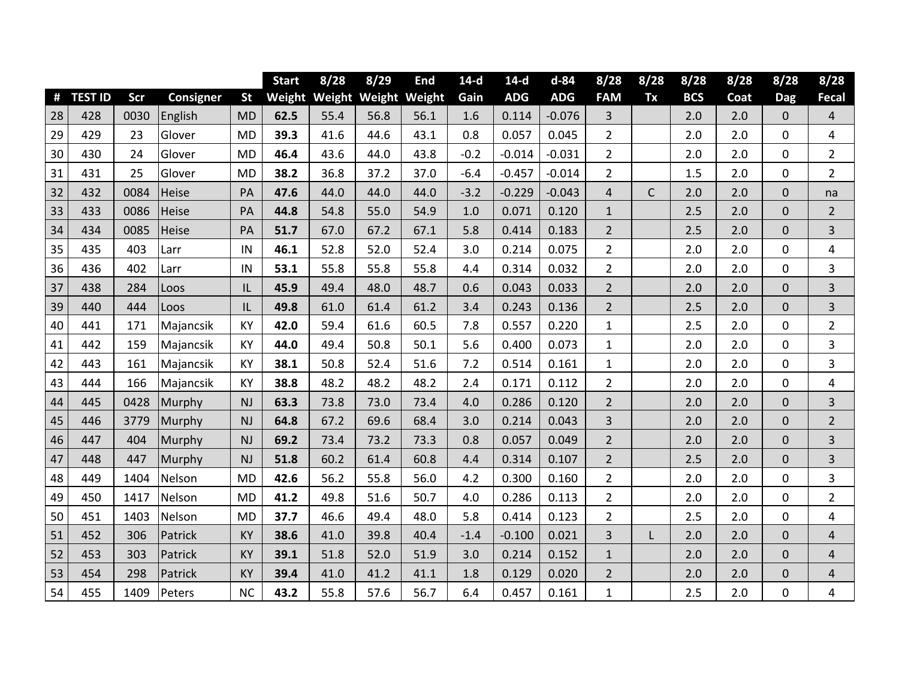| # | TEST ID | Scr | Consigner | St | Start Weight | 8/28 Weight | 8/29 Weight | End Weight | 14-d Gain | 14-d ADG | d-84 ADG | 8/28 FAM | 8/28 Tx | 8/28 BCS | 8/28 Coat | 8/28 Dag | 8/28 Fecal |
|---|---|---|---|---|---|---|---|---|---|---|---|---|---|---|---|---|---|
| 28 | 428 | 0030 | English | MD | **62.5** | 55.4 | 56.8 | 56.1 | 1.6 | 0.114 | -0.076 | 3 | | 2.0 | 2.0 | 0 | 4 |
| 29 | 429 | 23 | Glover | MD | **39.3** | 41.6 | 44.6 | 43.1 | 0.8 | 0.057 | 0.045 | 2 | | 2.0 | 2.0 | 0 | 4 |
| 30 | 430 | 24 | Glover | MD | **46.4** | 43.6 | 44.0 | 43.8 | -0.2 | -0.014 | -0.031 | 2 | | 2.0 | 2.0 | 0 | 2 |
| 31 | 431 | 25 | Glover | MD | **38.2** | 36.8 | 37.2 | 37.0 | -6.4 | -0.457 | -0.014 | 2 | | 1.5 | 2.0 | 0 | 2 |
| 32 | 432 | 0084 | Heise | PA | **47.6** | 44.0 | 44.0 | 44.0 | -3.2 | -0.229 | -0.043 | 4 | C | 2.0 | 2.0 | 0 | na |
| 33 | 433 | 0086 | Heise | PA | **44.8** | 54.8 | 55.0 | 54.9 | 1.0 | 0.071 | 0.120 | 1 | | 2.5 | 2.0 | 0 | 2 |
| 34 | 434 | 0085 | Heise | PA | **51.7** | 67.0 | 67.2 | 67.1 | 5.8 | 0.414 | 0.183 | 2 | | 2.5 | 2.0 | 0 | 3 |
| 35 | 435 | 403 | Larr | IN | **46.1** | 52.8 | 52.0 | 52.4 | 3.0 | 0.214 | 0.075 | 2 | | 2.0 | 2.0 | 0 | 4 |
| 36 | 436 | 402 | Larr | IN | **53.1** | 55.8 | 55.8 | 55.8 | 4.4 | 0.314 | 0.032 | 2 | | 2.0 | 2.0 | 0 | 3 |
| 37 | 438 | 284 | Loos | IL | **45.9** | 49.4 | 48.0 | 48.7 | 0.6 | 0.043 | 0.033 | 2 | | 2.0 | 2.0 | 0 | 3 |
| 39 | 440 | 444 | Loos | IL | **49.8** | 61.0 | 61.4 | 61.2 | 3.4 | 0.243 | 0.136 | 2 | | 2.5 | 2.0 | 0 | 3 |
| 40 | 441 | 171 | Majancsik | KY | **42.0** | 59.4 | 61.6 | 60.5 | 7.8 | 0.557 | 0.220 | 1 | | 2.5 | 2.0 | 0 | 2 |
| 41 | 442 | 159 | Majancsik | KY | **44.0** | 49.4 | 50.8 | 50.1 | 5.6 | 0.400 | 0.073 | 1 | | 2.0 | 2.0 | 0 | 3 |
| 42 | 443 | 161 | Majancsik | KY | **38.1** | 50.8 | 52.4 | 51.6 | 7.2 | 0.514 | 0.161 | 1 | | 2.0 | 2.0 | 0 | 3 |
| 43 | 444 | 166 | Majancsik | KY | **38.8** | 48.2 | 48.2 | 48.2 | 2.4 | 0.171 | 0.112 | 2 | | 2.0 | 2.0 | 0 | 4 |
| 44 | 445 | 0428 | Murphy | NJ | **63.3** | 73.8 | 73.0 | 73.4 | 4.0 | 0.286 | 0.120 | 2 | | 2.0 | 2.0 | 0 | 3 |
| 45 | 446 | 3779 | Murphy | NJ | **64.8** | 67.2 | 69.6 | 68.4 | 3.0 | 0.214 | 0.043 | 3 | | 2.0 | 2.0 | 0 | 2 |
| 46 | 447 | 404 | Murphy | NJ | **69.2** | 73.4 | 73.2 | 73.3 | 0.8 | 0.057 | 0.049 | 2 | | 2.0 | 2.0 | 0 | 3 |
| 47 | 448 | 447 | Murphy | NJ | **51.8** | 60.2 | 61.4 | 60.8 | 4.4 | 0.314 | 0.107 | 2 | | 2.5 | 2.0 | 0 | 3 |
| 48 | 449 | 1404 | Nelson | MD | **42.6** | 56.2 | 55.8 | 56.0 | 4.2 | 0.300 | 0.160 | 2 | | 2.0 | 2.0 | 0 | 3 |
| 49 | 450 | 1417 | Nelson | MD | **41.2** | 49.8 | 51.6 | 50.7 | 4.0 | 0.286 | 0.113 | 2 | | 2.0 | 2.0 | 0 | 2 |
| 50 | 451 | 1403 | Nelson | MD | **37.7** | 46.6 | 49.4 | 48.0 | 5.8 | 0.414 | 0.123 | 2 | | 2.5 | 2.0 | 0 | 4 |
| 51 | 452 | 306 | Patrick | KY | **38.6** | 41.0 | 39.8 | 40.4 | -1.4 | -0.100 | 0.021 | 3 | L | 2.0 | 2.0 | 0 | 4 |
| 52 | 453 | 303 | Patrick | KY | **39.1** | 51.8 | 52.0 | 51.9 | 3.0 | 0.214 | 0.152 | 1 | | 2.0 | 2.0 | 0 | 4 |
| 53 | 454 | 298 | Patrick | KY | **39.4** | 41.0 | 41.2 | 41.1 | 1.8 | 0.129 | 0.020 | 2 | | 2.0 | 2.0 | 0 | 4 |
| 54 | 455 | 1409 | Peters | NC | **43.2** | 55.8 | 57.6 | 56.7 | 6.4 | 0.457 | 0.161 | 1 | | 2.5 | 2.0 | 0 | 4 |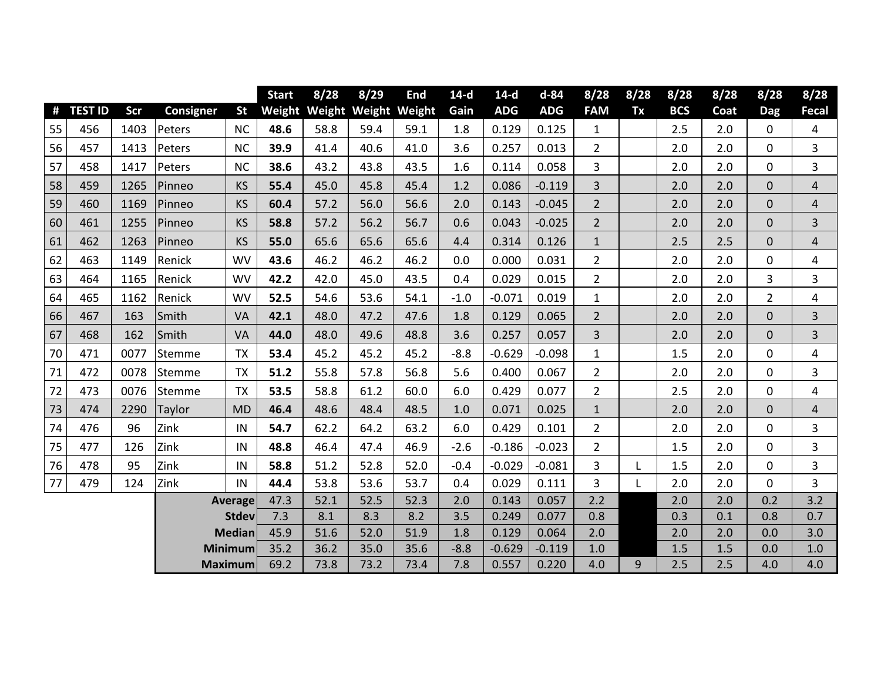| # | TEST ID | Scr | Consigner | St | Start Weight | 8/28 Weight | 8/29 Weight | End Weight | 14-d Gain | 14-d ADG | d-84 ADG | 8/28 FAM | 8/28 Tx | 8/28 BCS | 8/28 Coat | 8/28 Dag | 8/28 Fecal |
|---|---|---|---|---|---|---|---|---|---|---|---|---|---|---|---|---|---|
| 55 | 456 | 1403 | Peters | NC | **48.6** | 58.8 | 59.4 | 59.1 | 1.8 | 0.129 | 0.125 | 1 | | 2.5 | 2.0 | 0 | 4 |
| 56 | 457 | 1413 | Peters | NC | **39.9** | 41.4 | 40.6 | 41.0 | 3.6 | 0.257 | 0.013 | 2 | | 2.0 | 2.0 | 0 | 3 |
| 57 | 458 | 1417 | Peters | NC | **38.6** | 43.2 | 43.8 | 43.5 | 1.6 | 0.114 | 0.058 | 3 | | 2.0 | 2.0 | 0 | 3 |
| 58 | 459 | 1265 | Pinneo | KS | **55.4** | 45.0 | 45.8 | 45.4 | 1.2 | 0.086 | -0.119 | 3 | | 2.0 | 2.0 | 0 | 4 |
| 59 | 460 | 1169 | Pinneo | KS | **60.4** | 57.2 | 56.0 | 56.6 | 2.0 | 0.143 | -0.045 | 2 | | 2.0 | 2.0 | 0 | 4 |
| 60 | 461 | 1255 | Pinneo | KS | **58.8** | 57.2 | 56.2 | 56.7 | 0.6 | 0.043 | -0.025 | 2 | | 2.0 | 2.0 | 0 | 3 |
| 61 | 462 | 1263 | Pinneo | KS | **55.0** | 65.6 | 65.6 | 65.6 | 4.4 | 0.314 | 0.126 | 1 | | 2.5 | 2.5 | 0 | 4 |
| 62 | 463 | 1149 | Renick | WV | **43.6** | 46.2 | 46.2 | 46.2 | 0.0 | 0.000 | 0.031 | 2 | | 2.0 | 2.0 | 0 | 4 |
| 63 | 464 | 1165 | Renick | WV | **42.2** | 42.0 | 45.0 | 43.5 | 0.4 | 0.029 | 0.015 | 2 | | 2.0 | 2.0 | 3 | 3 |
| 64 | 465 | 1162 | Renick | WV | **52.5** | 54.6 | 53.6 | 54.1 | -1.0 | -0.071 | 0.019 | 1 | | 2.0 | 2.0 | 2 | 4 |
| 66 | 467 | 163 | Smith | VA | **42.1** | 48.0 | 47.2 | 47.6 | 1.8 | 0.129 | 0.065 | 2 | | 2.0 | 2.0 | 0 | 3 |
| 67 | 468 | 162 | Smith | VA | **44.0** | 48.0 | 49.6 | 48.8 | 3.6 | 0.257 | 0.057 | 3 | | 2.0 | 2.0 | 0 | 3 |
| 70 | 471 | 0077 | Stemme | TX | **53.4** | 45.2 | 45.2 | 45.2 | -8.8 | -0.629 | -0.098 | 1 | | 1.5 | 2.0 | 0 | 4 |
| 71 | 472 | 0078 | Stemme | TX | **51.2** | 55.8 | 57.8 | 56.8 | 5.6 | 0.400 | 0.067 | 2 | | 2.0 | 2.0 | 0 | 3 |
| 72 | 473 | 0076 | Stemme | TX | **53.5** | 58.8 | 61.2 | 60.0 | 6.0 | 0.429 | 0.077 | 2 | | 2.5 | 2.0 | 0 | 4 |
| 73 | 474 | 2290 | Taylor | MD | **46.4** | 48.6 | 48.4 | 48.5 | 1.0 | 0.071 | 0.025 | 1 | | 2.0 | 2.0 | 0 | 4 |
| 74 | 476 | 96 | Zink | IN | **54.7** | 62.2 | 64.2 | 63.2 | 6.0 | 0.429 | 0.101 | 2 | | 2.0 | 2.0 | 0 | 3 |
| 75 | 477 | 126 | Zink | IN | **48.8** | 46.4 | 47.4 | 46.9 | -2.6 | -0.186 | -0.023 | 2 | | 1.5 | 2.0 | 0 | 3 |
| 76 | 478 | 95 | Zink | IN | **58.8** | 51.2 | 52.8 | 52.0 | -0.4 | -0.029 | -0.081 | 3 | L | 1.5 | 2.0 | 0 | 3 |
| 77 | 479 | 124 | Zink | IN | **44.4** | 53.8 | 53.6 | 53.7 | 0.4 | 0.029 | 0.111 | 3 | L | 2.0 | 2.0 | 0 | 3 |
| | | | | **Average** | 47.3 | 52.1 | 52.5 | 52.3 | 2.0 | 0.143 | 0.057 | 2.2 | | 2.0 | 2.0 | 0.2 | 3.2 |
| | | | | **Stdev** | 7.3 | 8.1 | 8.3 | 8.2 | 3.5 | 0.249 | 0.077 | 0.8 | | 0.3 | 0.1 | 0.8 | 0.7 |
| | | | | **Median** | 45.9 | 51.6 | 52.0 | 51.9 | 1.8 | 0.129 | 0.064 | 2.0 | | 2.0 | 2.0 | 0.0 | 3.0 |
| | | | | **Minimum** | 35.2 | 36.2 | 35.0 | 35.6 | -8.8 | -0.629 | -0.119 | 1.0 | | 1.5 | 1.5 | 0.0 | 1.0 |
| | | | | **Maximum** | 69.2 | 73.8 | 73.2 | 73.4 | 7.8 | 0.557 | 0.220 | 4.0 | 9 | 2.5 | 2.5 | 4.0 | 4.0 |